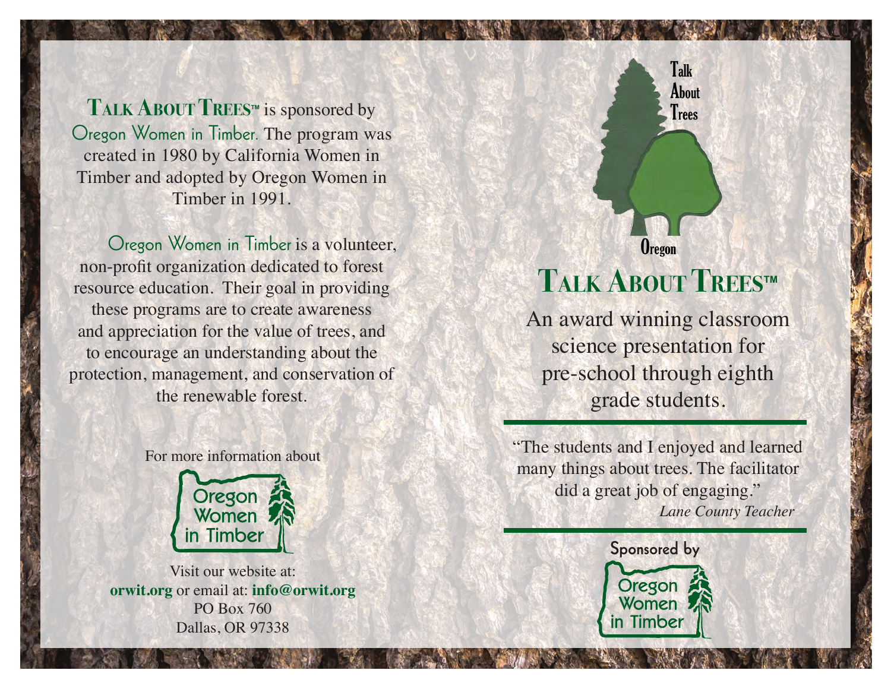**TALK ABOUT TREES™** is sponsored by Oregon Women in Timber. The program was created in 1980 by California Women in Timber and adopted by Oregon Women in Timber in 1991.

Oregon Women in Timber is a volunteer, non-profit organization dedicated to forest resource education. Their goal in providing these programs are to create awareness and appreciation for the value of trees, and to encourage an understanding about the protection, management, and conservation of the renewable forest.

For more information about

Oregon Women in Timber

Visit our website at:
**orwit.org** or email at: **info@orwit.org**
PO Box 760
Dallas, OR 97338

Talk
About
Trees
Oregon

# TALK ABOUT TREES™

An award winning classroom science presentation for pre-school through eighth grade students.

---

"The students and I enjoyed and learned many things about trees. The facilitator did a great job of engaging."
*Lane County Teacher*

---

Sponsored by

Oregon Women in Timber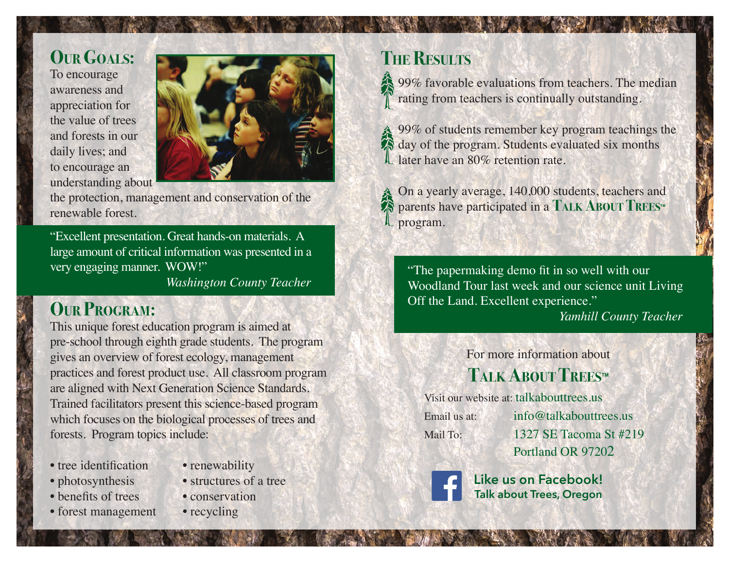## Our Goals:

To encourage awareness and appreciation for the value of trees and forests in our daily lives; and to encourage an understanding about the protection, management and conservation of the renewable forest.

"Excellent presentation. Great hands-on materials. A large amount of critical information was presented in a very engaging manner. WOW!"

*Washington County Teacher*

## Our Program:

This unique forest education program is aimed at pre-school through eighth grade students. The program gives an overview of forest ecology, management practices and forest product use. All classroom program are aligned with Next Generation Science Standards. Trained facilitators present this science-based program which focuses on the biological processes of trees and forests. Program topics include:

- tree identification
- photosynthesis
- benefits of trees
- forest management
- renewability
- structures of a tree
- conservation
- recycling

## The Results

- 99% favorable evaluations from teachers. The median rating from teachers is continually outstanding.
- 99% of students remember key program teachings the day of the program. Students evaluated six months later have an 80% retention rate.
- On a yearly average, 140,000 students, teachers and parents have participated in a **Talk About Trees™** program.

"The papermaking demo fit in so well with our Woodland Tour last week and our science unit Living Off the Land. Excellent experience."

*Yamhill County Teacher*

For more information about

**Talk About Trees™**

Visit our website at: talkabouttrees.us

Email us at: info@talkabouttrees.us

Mail To: 1327 SE Tacoma St #219
Portland OR 97202

**Like us on Facebook!**
**Talk about Trees, Oregon**